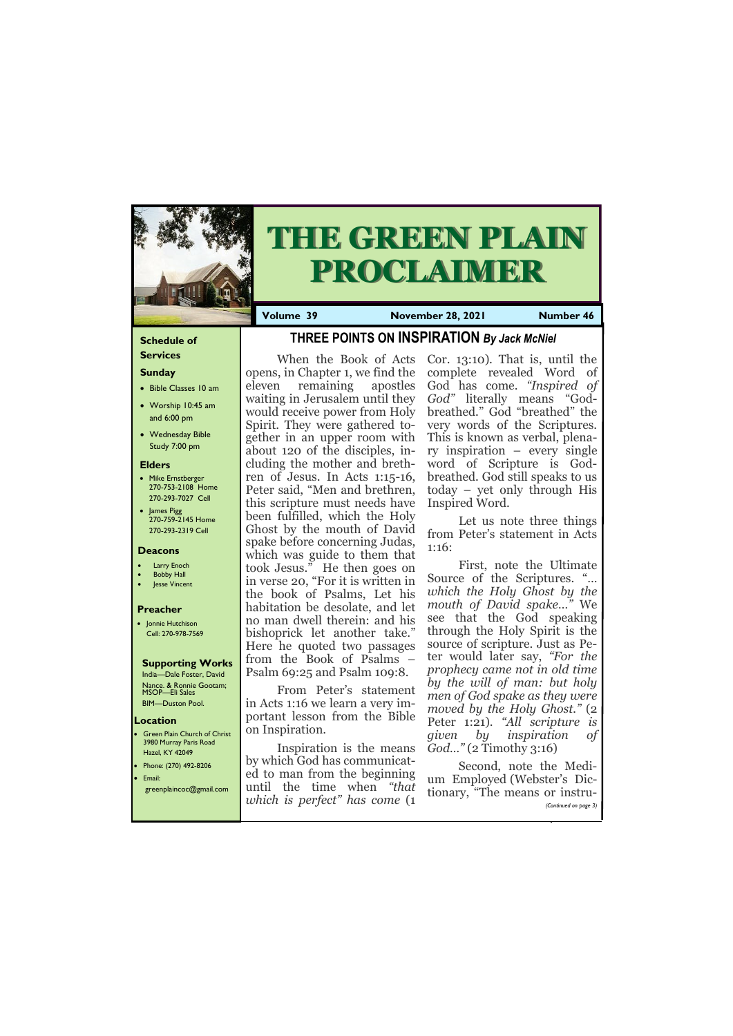# THE GREEN PLAIN PROCLAIMER

**Volume 39** | **November 28, 2021** | **Number 46**

## Schedule of Services

### Sunday

- Bible Classes 10 am
- Worship 10:45 am and 6:00 pm
- Wednesday Bible Study 7:00 pm

### Elders

- Mike Ernstberger 270-753-2108 Home 270-293-7027 Cell
- James Pigg 270-759-2145 Home 270-293-2319 Cell

### Deacons

- Larry Enoch
- Bobby Hall
- Jesse Vincent

### Preacher

- Jonnie Hutchison Cell: 270-978-7569

### Supporting Works

India—Dale Foster, David Nance. & Ronnie Gootam; MSOP—Eli Sales
BIM—Duston Pool.

### Location

- Green Plain Church of Christ 3980 Murray Paris Road Hazel, KY 42049
- Phone: (270) 492-8206
- Email: greenplaincoc@gmail.com

## THREE POINTS ON INSPIRATION *By Jack McNiel*

When the Book of Acts opens, in Chapter 1, we find the eleven remaining apostles waiting in Jerusalem until they would receive power from Holy Spirit. They were gathered together in an upper room with about 120 of the disciples, including the mother and brethren of Jesus. In Acts 1:15-16, Peter said, "Men and brethren, this scripture must needs have been fulfilled, which the Holy Ghost by the mouth of David spake before concerning Judas, which was guide to them that took Jesus." He then goes on in verse 20, "For it is written in the book of Psalms, Let his habitation be desolate, and let no man dwell therein: and his bishoprick let another take." Here he quoted two passages from the Book of Psalms – Psalm 69:25 and Psalm 109:8.

From Peter's statement in Acts 1:16 we learn a very important lesson from the Bible on Inspiration.

Inspiration is the means by which God has communicated to man from the beginning until the time when *"that which is perfect" has come* (1 Cor. 13:10). That is, until the complete revealed Word of God has come. *"Inspired of God"* literally means "God-breathed." God "breathed" the very words of the Scriptures. This is known as verbal, plenary inspiration – every single word of Scripture is God-breathed. God still speaks to us today – yet only through His Inspired Word.

Let us note three things from Peter's statement in Acts 1:16:

First, note the Ultimate Source of the Scriptures. "*…which the Holy Ghost by the mouth of David spake…"* We see that the God speaking through the Holy Spirit is the source of scripture. Just as Peter would later say, *"For the prophecy came not in old time by the will of man: but holy men of God spake as they were moved by the Holy Ghost."* (2 Peter 1:21). *"All scripture is given by inspiration of God…"* (2 Timothy 3:16)

Second, note the Medium Employed (Webster's Dictionary, "The means or instru-

*(Continued on page 3)*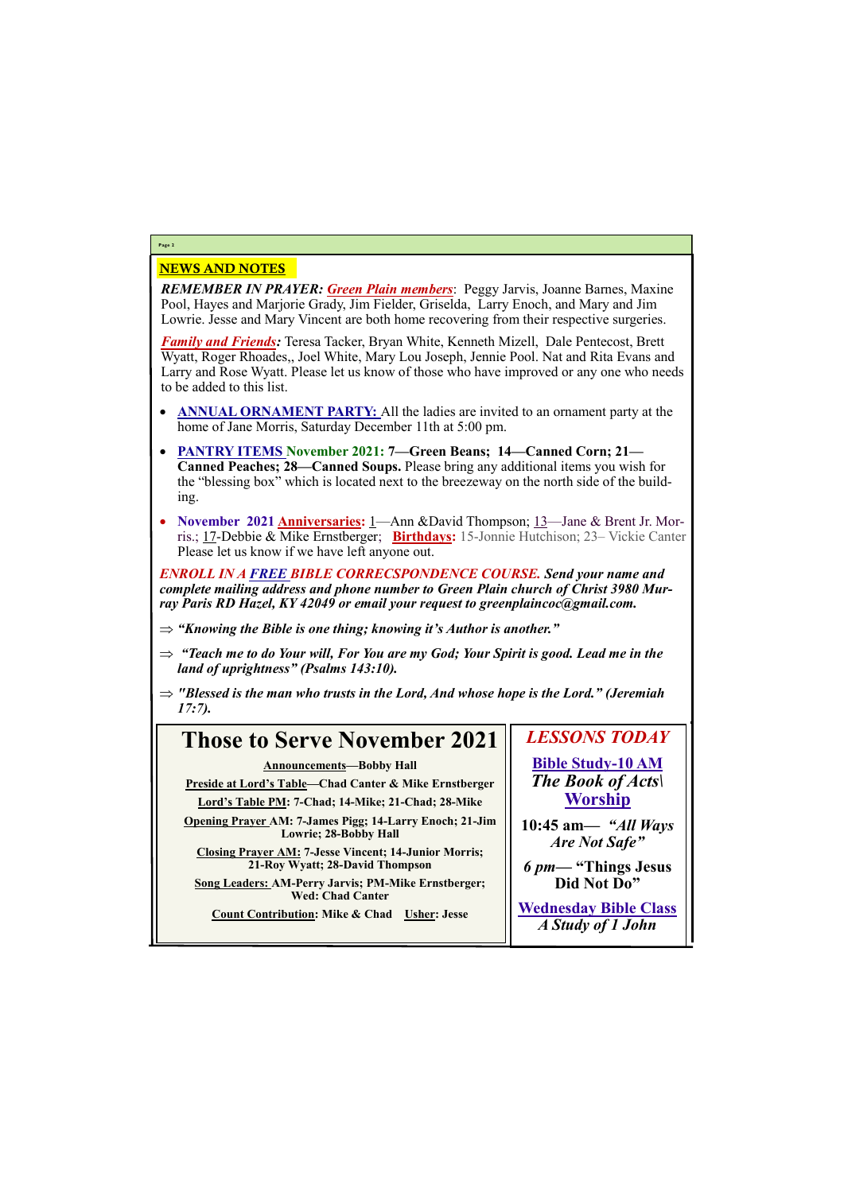## NEWS AND NOTES

***REMEMBER IN PRAYER:*** ***Green Plain members***: Peggy Jarvis, Joanne Barnes, Maxine Pool, Hayes and Marjorie Grady, Jim Fielder, Griselda, Larry Enoch, and Mary and Jim Lowrie. Jesse and Mary Vincent are both home recovering from their respective surgeries.

***Family and Friends:*** Teresa Tacker, Bryan White, Kenneth Mizell, Dale Pentecost, Brett Wyatt, Roger Rhoades,, Joel White, Mary Lou Joseph, Jennie Pool. Nat and Rita Evans and Larry and Rose Wyatt. Please let us know of those who have improved or any one who needs to be added to this list.

- **ANNUAL ORNAMENT PARTY:** All the ladies are invited to an ornament party at the home of Jane Morris, Saturday December 11th at 5:00 pm.
- **PANTRY ITEMS November 2021: 7—Green Beans; 14—Canned Corn; 21—Canned Peaches; 28—Canned Soups.** Please bring any additional items you wish for the "blessing box" which is located next to the breezeway on the north side of the building.
- **November 2021 Anniversaries:** 1—Ann &David Thompson; 13—Jane & Brent Jr. Morris.; 17-Debbie & Mike Ernstberger; **Birthdays:** 15-Jonnie Hutchison; 23– Vickie Canter Please let us know if we have left anyone out.

***ENROLL IN A FREE BIBLE CORRECSPONDENCE COURSE. Send your name and complete mailing address and phone number to Green Plain church of Christ 3980 Murray Paris RD Hazel, KY 42049 or email your request to greenplaincoc@gmail.com.***

⇒ ***"Knowing the Bible is one thing; knowing it's Author is another."***

⇒ ***"Teach me to do Your will, For You are my God; Your Spirit is good. Lead me in the land of uprightness" (Psalms 143:10).***

⇒ ***"Blessed is the man who trusts in the Lord, And whose hope is the Lord." (Jeremiah 17:7).***

## Those to Serve November 2021

**Announcements—Bobby Hall**

**Preside at Lord's Table—Chad Canter & Mike Ernstberger**

**Lord's Table PM: 7-Chad; 14-Mike; 21-Chad; 28-Mike**

**Opening Prayer AM: 7-James Pigg; 14-Larry Enoch; 21-Jim Lowrie; 28-Bobby Hall**

**Closing Prayer AM: 7-Jesse Vincent; 14-Junior Morris; 21-Roy Wyatt; 28-David Thompson**

**Song Leaders: AM-Perry Jarvis; PM-Mike Ernstberger; Wed: Chad Canter**

**Count Contribution: Mike & Chad Usher: Jesse**

## *LESSONS TODAY*

**Bible Study-10 AM**

***The Book of Acts\\***

**Worship**

**10:45 am— *"All Ways Are Not Safe"***

***6 pm*— "Things Jesus Did Not Do"**

**Wednesday Bible Class**

***A Study of 1 John***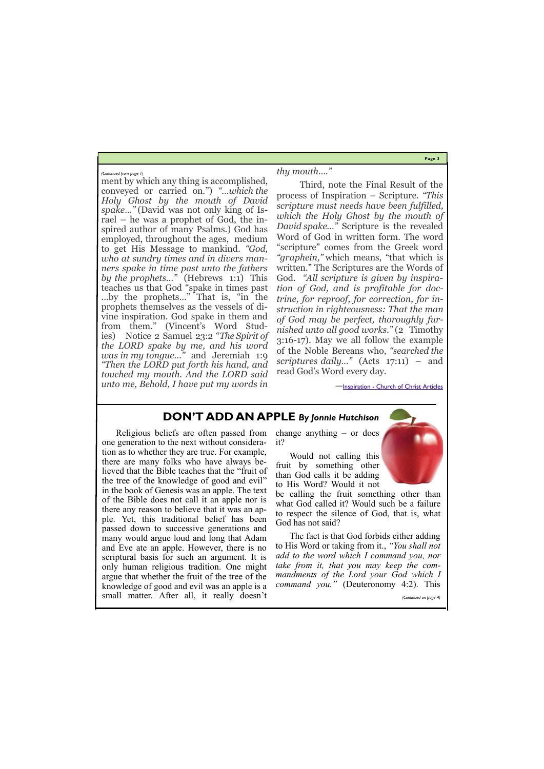*(Continued from page 1)*

ment by which any thing is accomplished, conveyed or carried on.") *"...which the Holy Ghost by the mouth of David spake..."* (David was not only king of Israel – he was a prophet of God, the inspired author of many Psalms.) God has employed, throughout the ages, medium to get His Message to mankind. *"God, who at sundry times and in divers manners spake in time past unto the fathers by the prophets..."* (Hebrews 1:1) This teaches us that God "spake in times past ...by the prophets..." That is, "in the prophets themselves as the vessels of divine inspiration. God spake in them and from them." (Vincent's Word Studies) Notice 2 Samuel 23:2 *"The Spirit of the LORD spake by me, and his word was in my tongue..."* and Jeremiah 1:9 *"Then the LORD put forth his hand, and touched my mouth. And the LORD said unto me, Behold, I have put my words in thy mouth...."*

Third, note the Final Result of the process of Inspiration – Scripture. *"This scripture must needs have been fulfilled, which the Holy Ghost by the mouth of David spake..."* Scripture is the revealed Word of God in written form. The word "scripture" comes from the Greek word *"graphein,"* which means, "that which is written." The Scriptures are the Words of God. *"All scripture is given by inspiration of God, and is profitable for doctrine, for reproof, for correction, for instruction in righteousness: That the man of God may be perfect, thoroughly furnished unto all good works."* (2 Timothy 3:16-17). May we all follow the example of the Noble Bereans who, *"searched the scriptures daily..."* (Acts 17:11) – and read God's Word every day.

—Inspiration - Church of Christ Articles

## DON'T ADD AN APPLE *By Jonnie Hutchison*

Religious beliefs are often passed from one generation to the next without consideration as to whether they are true. For example, there are many folks who have always believed that the Bible teaches that the "fruit of the tree of the knowledge of good and evil" in the book of Genesis was an apple. The text of the Bible does not call it an apple nor is there any reason to believe that it was an apple. Yet, this traditional belief has been passed down to successive generations and many would argue loud and long that Adam and Eve ate an apple. However, there is no scriptural basis for such an argument. It is only human religious tradition. One might argue that whether the fruit of the tree of the knowledge of good and evil was an apple is a small matter. After all, it really doesn't change anything – or does it?

Would not calling this fruit by something other than God calls it be adding to His Word? Would it not be calling the fruit something other than what God called it? Would such be a failure to respect the silence of God, that is, what God has not said?

The fact is that God forbids either adding to His Word or taking from it., *"You shall not add to the word which I command you, nor take from it, that you may keep the commandments of the Lord your God which I command you."* (Deuteronomy 4:2). This

*(Continued on page 4)*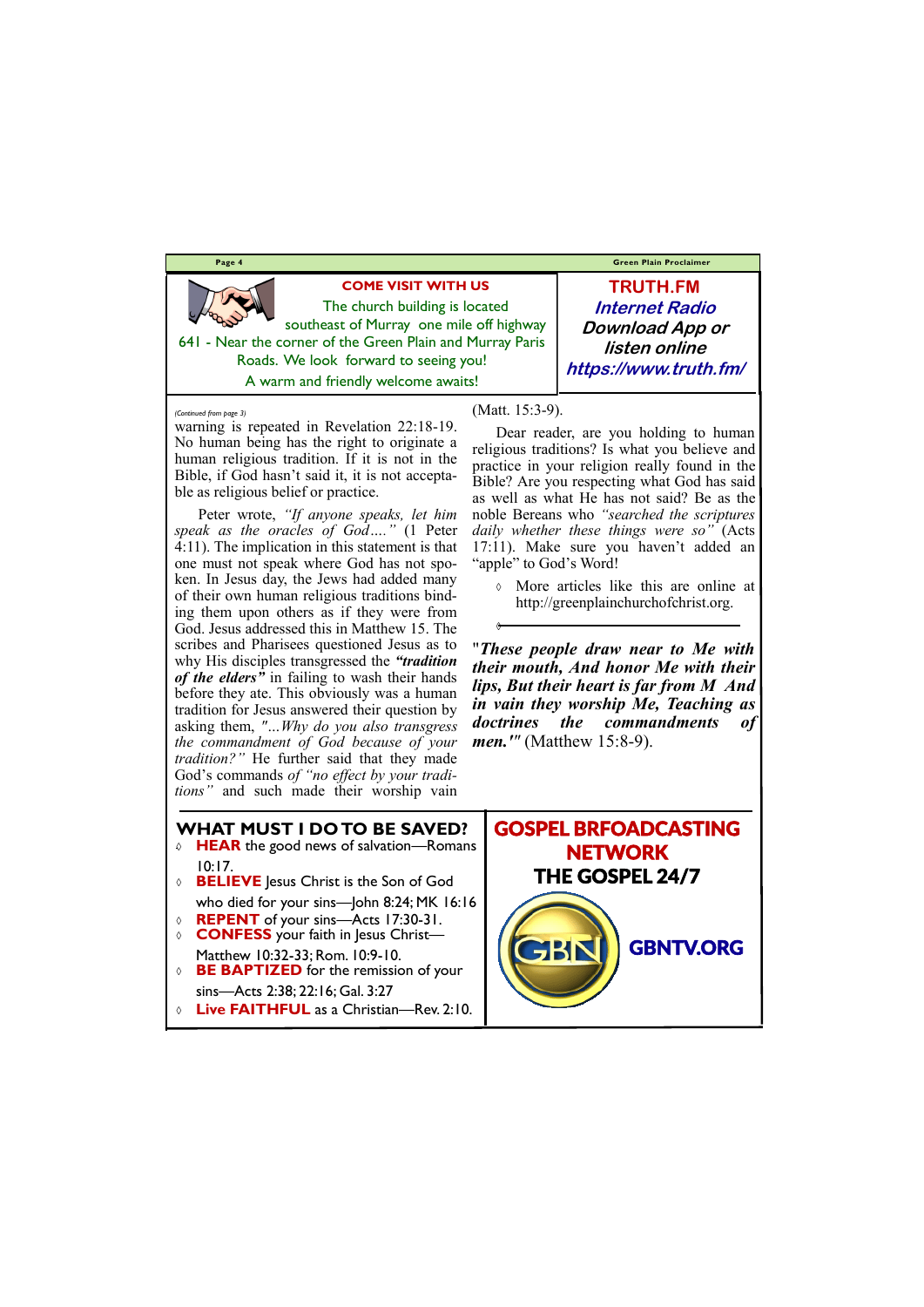## COME VISIT WITH US

The church building is located southeast of Murray one mile off highway 641 - Near the corner of the Green Plain and Murray Paris Roads. We look forward to seeing you!

A warm and friendly welcome awaits!

## TRUTH.FM

***Internet Radio***

***Download App or listen online***

***https://www.truth.fm/***

*(Continued from page 3)*

warning is repeated in Revelation 22:18-19. No human being has the right to originate a human religious tradition. If it is not in the Bible, if God hasn't said it, it is not acceptable as religious belief or practice.

Peter wrote, *"If anyone speaks, let him speak as the oracles of God…."* (1 Peter 4:11). The implication in this statement is that one must not speak where God has not spoken. In Jesus day, the Jews had added many of their own human religious traditions binding them upon others as if they were from God. Jesus addressed this in Matthew 15. The scribes and Pharisees questioned Jesus as to why His disciples transgressed the ***"tradition of the elders"*** in failing to wash their hands before they ate. This obviously was a human tradition for Jesus answered their question by asking them, *"...Why do you also transgress the commandment of God because of your tradition?"* He further said that they made God's commands *of "no effect by your traditions"* and such made their worship vain (Matt. 15:3-9).

Dear reader, are you holding to human religious traditions? Is what you believe and practice in your religion really found in the Bible? Are you respecting what God has said as well as what He has not said? Be as the noble Bereans who *"searched the scriptures daily whether these things were so"* (Acts 17:11). Make sure you haven't added an "apple" to God's Word!

- More articles like this are online at http://greenplainchurchofchrist.org.

***"These people draw near to Me with their mouth, And honor Me with their lips, But their heart is far from M And in vain they worship Me, Teaching as doctrines the commandments of men.'"*** (Matthew 15:8-9).

## WHAT MUST I DO TO BE SAVED?

- **HEAR** the good news of salvation—Romans 10:17.
- **BELIEVE** Jesus Christ is the Son of God who died for your sins—John 8:24; MK 16:16
- **REPENT** of your sins—Acts 17:30-31.
- **CONFESS** your faith in Jesus Christ—Matthew 10:32-33; Rom. 10:9-10.
- **BE BAPTIZED** for the remission of your sins—Acts 2:38; 22:16; Gal. 3:27
- **Live FAITHFUL** as a Christian—Rev. 2:10.

## GOSPEL BRFOADCASTING NETWORK

## THE GOSPEL 24/7

GBN

**GBNTV.ORG**